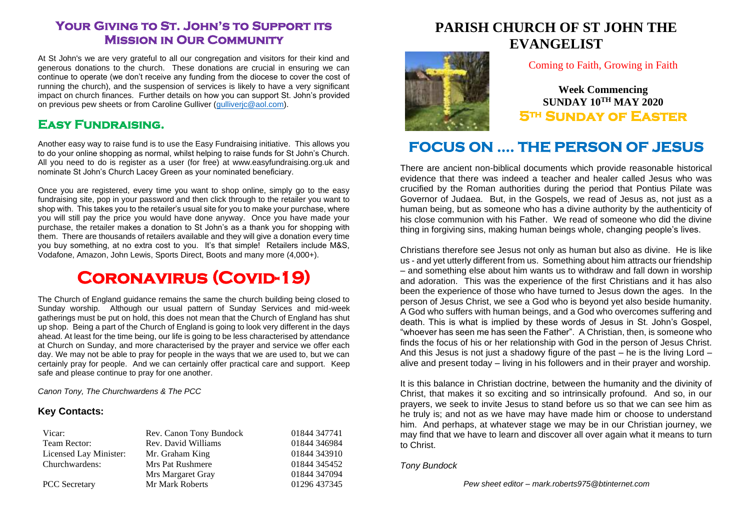## Your Giving to St. John's to Support its Mission in Our Community

At St John's we are very grateful to all our congregation and visitors for their kind and generous donations to the church. These donations are crucial in ensuring we can continue to operate (we don't receive any funding from the diocese to cover the cost of running the church), and the suspension of services is likely to have a very significant impact on church finances. Further details on how you can support St. John's provided on previous pew sheets or from Caroline Gulliver (gulliverjc@aol.com).

## Easy Fundraising.

Another easy way to raise fund is to use the Easy Fundraising initiative. This allows you to do your online shopping as normal, whilst helping to raise funds for St John's Church. All you need to do is register as a user (for free) at www.easyfundraising.org.uk and nominate St John's Church Lacey Green as your nominated beneficiary.

Once you are registered, every time you want to shop online, simply go to the easy fundraising site, pop in your password and then click through to the retailer you want to shop with. This takes you to the retailer's usual site for you to make your purchase, where you will still pay the price you would have done anyway. Once you have made your purchase, the retailer makes a donation to St John's as a thank you for shopping with them. There are thousands of retailers available and they will give a donation every time you buy something, at no extra cost to you. It's that simple! Retailers include M&S, Vodafone, Amazon, John Lewis, Sports Direct, Boots and many more (4,000+).

# Coronavirus (Covid-19)

The Church of England guidance remains the same the church building being closed to Sunday worship. Although our usual pattern of Sunday Services and mid-week gatherings must be put on hold, this does not mean that the Church of England has shut up shop. Being a part of the Church of England is going to look very different in the days ahead. At least for the time being, our life is going to be less characterised by attendance at Church on Sunday, and more characterised by the prayer and service we offer each day. We may not be able to pray for people in the ways that we are used to, but we can certainly pray for people. And we can certainly offer practical care and support. Keep safe and please continue to pray for one another.

*Canon Tony, The Churchwardens & The PCC*

### Key Contacts:

| | | |
|---|---|---|
| Vicar: | Rev. Canon Tony Bundock | 01844 347741 |
| Team Rector: | Rev. David Williams | 01844 346984 |
| Licensed Lay Minister: | Mr. Graham King | 01844 343910 |
| Churchwardens: | Mrs Pat Rushmere | 01844 345452 |
| | Mrs Margaret Gray | 01844 347094 |
| PCC Secretary | Mr Mark Roberts | 01296 437345 |

# PARISH CHURCH OF ST JOHN THE EVANGELIST

Coming to Faith, Growing in Faith

**Week Commencing**
**SUNDAY 10TH MAY 2020**
**5TH SUNDAY OF EASTER**

## FOCUS ON .... THE PERSON OF JESUS

There are ancient non-biblical documents which provide reasonable historical evidence that there was indeed a teacher and healer called Jesus who was crucified by the Roman authorities during the period that Pontius Pilate was Governor of Judaea. But, in the Gospels, we read of Jesus as, not just as a human being, but as someone who has a divine authority by the authenticity of his close communion with his Father. We read of someone who did the divine thing in forgiving sins, making human beings whole, changing people's lives.

Christians therefore see Jesus not only as human but also as divine. He is like us - and yet utterly different from us. Something about him attracts our friendship – and something else about him wants us to withdraw and fall down in worship and adoration. This was the experience of the first Christians and it has also been the experience of those who have turned to Jesus down the ages. In the person of Jesus Christ, we see a God who is beyond yet also beside humanity. A God who suffers with human beings, and a God who overcomes suffering and death. This is what is implied by these words of Jesus in St. John's Gospel, "whoever has seen me has seen the Father". A Christian, then, is someone who finds the focus of his or her relationship with God in the person of Jesus Christ. And this Jesus is not just a shadowy figure of the past – he is the living Lord – alive and present today – living in his followers and in their prayer and worship.

It is this balance in Christian doctrine, between the humanity and the divinity of Christ, that makes it so exciting and so intrinsically profound. And so, in our prayers, we seek to invite Jesus to stand before us so that we can see him as he truly is; and not as we have may have made him or choose to understand him. And perhaps, at whatever stage we may be in our Christian journey, we may find that we have to learn and discover all over again what it means to turn to Christ.

*Tony Bundock*

*Pew sheet editor – mark.roberts975@btinternet.com*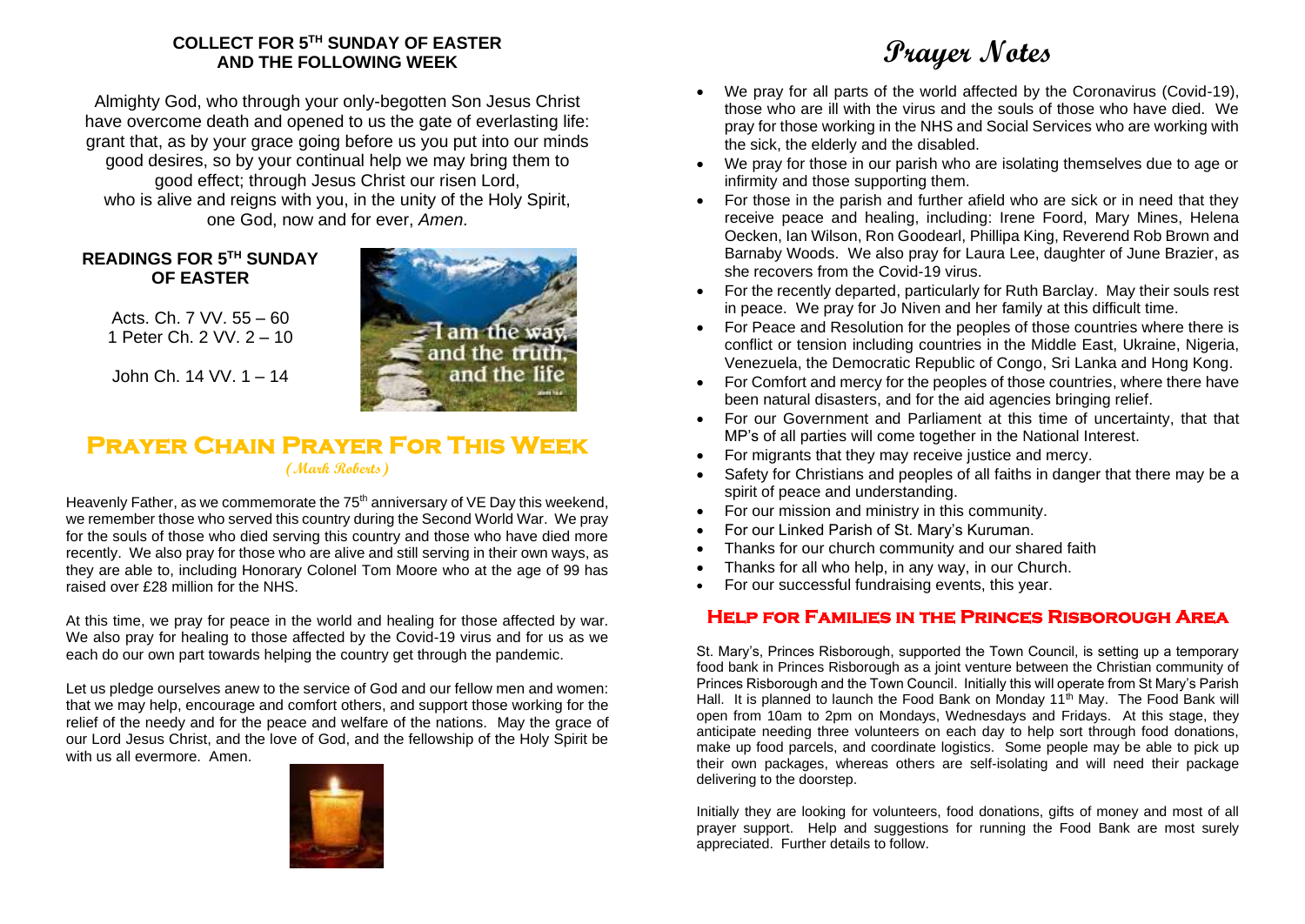**COLLECT FOR 5TH SUNDAY OF EASTER AND THE FOLLOWING WEEK**

Almighty God, who through your only-begotten Son Jesus Christ have overcome death and opened to us the gate of everlasting life: grant that, as by your grace going before us you put into our minds good desires, so by your continual help we may bring them to good effect; through Jesus Christ our risen Lord, who is alive and reigns with you, in the unity of the Holy Spirit, one God, now and for ever, *Amen*.

**READINGS FOR 5TH SUNDAY OF EASTER**

Acts. Ch. 7 VV. 55 – 60
1 Peter Ch. 2 VV. 2 – 10

John Ch. 14 VV. 1 – 14

I am the way, and the truth, and the life

## Prayer Chain Prayer For This Week

*(Mark Roberts)*

Heavenly Father, as we commemorate the 75th anniversary of VE Day this weekend, we remember those who served this country during the Second World War. We pray for the souls of those who died serving this country and those who have died more recently. We also pray for those who are alive and still serving in their own ways, as they are able to, including Honorary Colonel Tom Moore who at the age of 99 has raised over £28 million for the NHS.

At this time, we pray for peace in the world and healing for those affected by war. We also pray for healing to those affected by the Covid-19 virus and for us as we each do our own part towards helping the country get through the pandemic.

Let us pledge ourselves anew to the service of God and our fellow men and women: that we may help, encourage and comfort others, and support those working for the relief of the needy and for the peace and welfare of the nations. May the grace of our Lord Jesus Christ, and the love of God, and the fellowship of the Holy Spirit be with us all evermore. Amen.

# Prayer Notes

- We pray for all parts of the world affected by the Coronavirus (Covid-19), those who are ill with the virus and the souls of those who have died. We pray for those working in the NHS and Social Services who are working with the sick, the elderly and the disabled.
- We pray for those in our parish who are isolating themselves due to age or infirmity and those supporting them.
- For those in the parish and further afield who are sick or in need that they receive peace and healing, including: Irene Foord, Mary Mines, Helena Oecken, Ian Wilson, Ron Goodearl, Phillipa King, Reverend Rob Brown and Barnaby Woods. We also pray for Laura Lee, daughter of June Brazier, as she recovers from the Covid-19 virus.
- For the recently departed, particularly for Ruth Barclay. May their souls rest in peace. We pray for Jo Niven and her family at this difficult time.
- For Peace and Resolution for the peoples of those countries where there is conflict or tension including countries in the Middle East, Ukraine, Nigeria, Venezuela, the Democratic Republic of Congo, Sri Lanka and Hong Kong.
- For Comfort and mercy for the peoples of those countries, where there have been natural disasters, and for the aid agencies bringing relief.
- For our Government and Parliament at this time of uncertainty, that that MP's of all parties will come together in the National Interest.
- For migrants that they may receive justice and mercy.
- Safety for Christians and peoples of all faiths in danger that there may be a spirit of peace and understanding.
- For our mission and ministry in this community.
- For our Linked Parish of St. Mary's Kuruman.
- Thanks for our church community and our shared faith
- Thanks for all who help, in any way, in our Church.
- For our successful fundraising events, this year.

## Help for Families in the Princes Risborough Area

St. Mary's, Princes Risborough, supported the Town Council, is setting up a temporary food bank in Princes Risborough as a joint venture between the Christian community of Princes Risborough and the Town Council. Initially this will operate from St Mary's Parish Hall. It is planned to launch the Food Bank on Monday 11th May. The Food Bank will open from 10am to 2pm on Mondays, Wednesdays and Fridays. At this stage, they anticipate needing three volunteers on each day to help sort through food donations, make up food parcels, and coordinate logistics. Some people may be able to pick up their own packages, whereas others are self-isolating and will need their package delivering to the doorstep.

Initially they are looking for volunteers, food donations, gifts of money and most of all prayer support. Help and suggestions for running the Food Bank are most surely appreciated. Further details to follow.